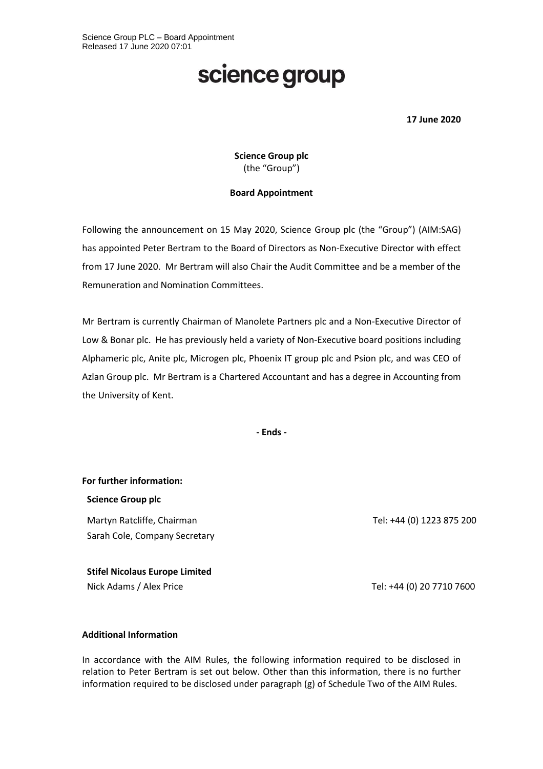Science Group PLC – Board Appointment
Released 17 June 2020 07:01

# science group

**17 June 2020**

**Science Group plc**
(the "Group")

**Board Appointment**

Following the announcement on 15 May 2020, Science Group plc (the "Group") (AIM:SAG) has appointed Peter Bertram to the Board of Directors as Non-Executive Director with effect from 17 June 2020. Mr Bertram will also Chair the Audit Committee and be a member of the Remuneration and Nomination Committees.

Mr Bertram is currently Chairman of Manolete Partners plc and a Non-Executive Director of Low & Bonar plc. He has previously held a variety of Non-Executive board positions including Alphameric plc, Anite plc, Microgen plc, Phoenix IT group plc and Psion plc, and was CEO of Azlan Group plc. Mr Bertram is a Chartered Accountant and has a degree in Accounting from the University of Kent.

**- Ends -**

**For further information:**

**Science Group plc**

Martyn Ratcliffe, Chairman — Tel: +44 (0) 1223 875 200
Sarah Cole, Company Secretary

**Stifel Nicolaus Europe Limited**

Nick Adams / Alex Price — Tel: +44 (0) 20 7710 7600

**Additional Information**

In accordance with the AIM Rules, the following information required to be disclosed in relation to Peter Bertram is set out below. Other than this information, there is no further information required to be disclosed under paragraph (g) of Schedule Two of the AIM Rules.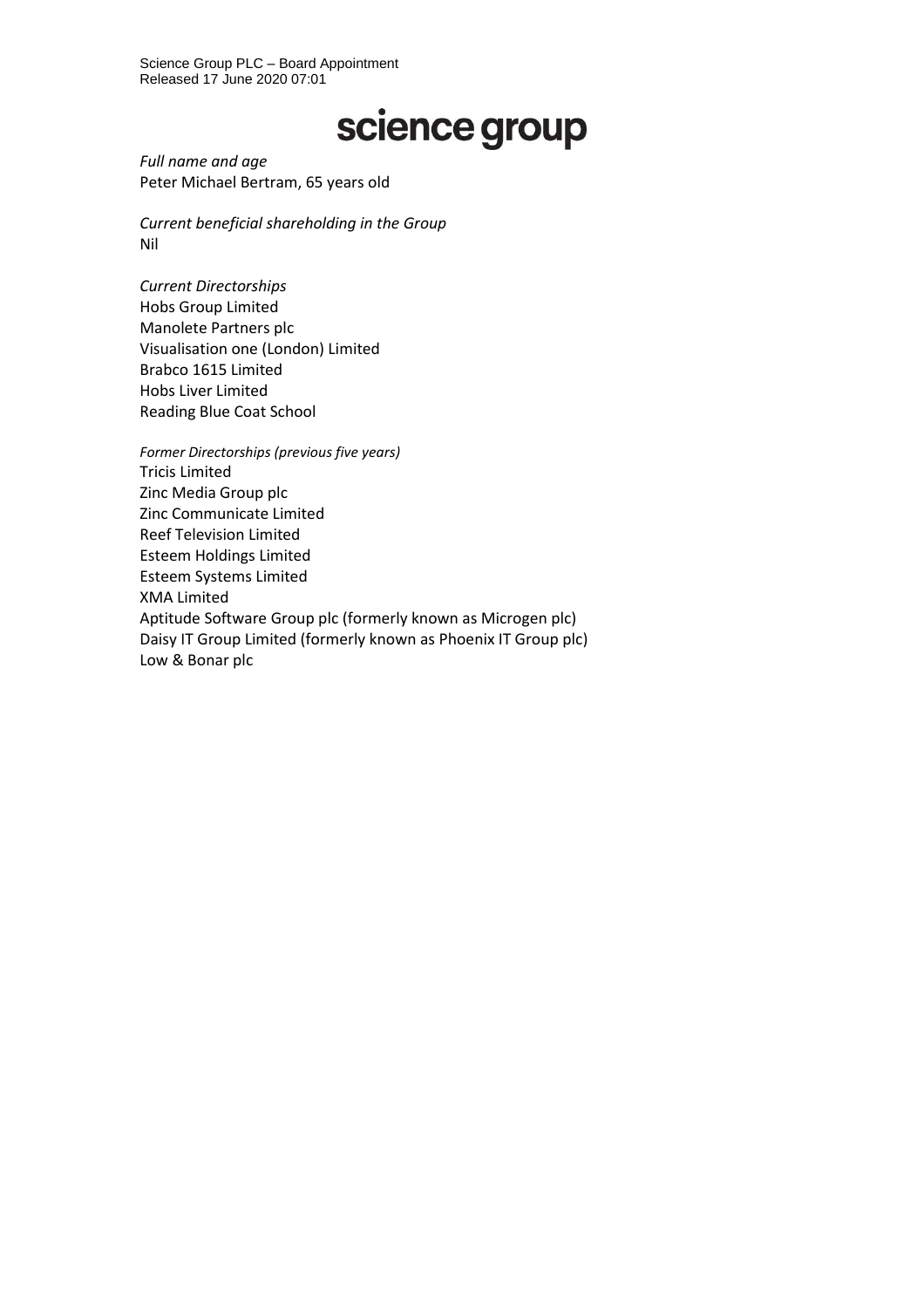science group

*Full name and age*
Peter Michael Bertram, 65 years old

*Current beneficial shareholding in the Group*
Nil

*Current Directorships*
Hobs Group Limited
Manolete Partners plc
Visualisation one (London) Limited
Brabco 1615 Limited
Hobs Liver Limited
Reading Blue Coat School

*Former Directorships (previous five years)*
Tricis Limited
Zinc Media Group plc
Zinc Communicate Limited
Reef Television Limited
Esteem Holdings Limited
Esteem Systems Limited
XMA Limited
Aptitude Software Group plc (formerly known as Microgen plc)
Daisy IT Group Limited (formerly known as Phoenix IT Group plc)
Low & Bonar plc